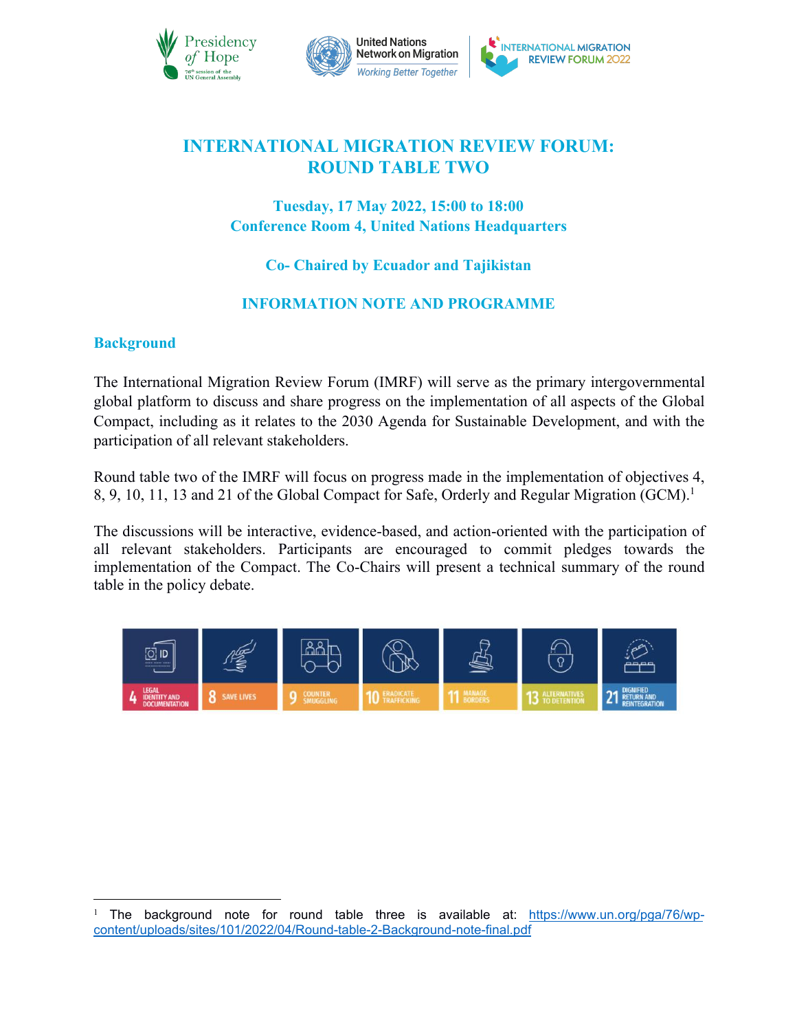# INTERNATIONAL MIGRATION REVIEW FORUM: ROUND TABLE TWO

### Tuesday, 17 May 2022, 15:00 to 18:00
### Conference Room 4, United Nations Headquarters

### Co- Chaired by Ecuador and Tajikistan

### INFORMATION NOTE AND PROGRAMME

## Background

The International Migration Review Forum (IMRF) will serve as the primary intergovernmental global platform to discuss and share progress on the implementation of all aspects of the Global Compact, including as it relates to the 2030 Agenda for Sustainable Development, and with the participation of all relevant stakeholders.

Round table two of the IMRF will focus on progress made in the implementation of objectives 4, 8, 9, 10, 11, 13 and 21 of the Global Compact for Safe, Orderly and Regular Migration (GCM).[1]

The discussions will be interactive, evidence-based, and action-oriented with the participation of all relevant stakeholders. Participants are encouraged to commit pledges towards the implementation of the Compact. The Co-Chairs will present a technical summary of the round table in the policy debate.

4 LEGAL IDENTITY AND DOCUMENTATION | 8 SAVE LIVES | 9 COUNTER SMUGGLING | 10 ERADICATE TRAFFICKING | 11 MANAGE BORDERS | 13 ALTERNATIVES TO DETENTION | 21 DIGNIFIED RETURN AND REINTEGRATION

---

[1] The background note for round table three is available at: https://www.un.org/pga/76/wp-content/uploads/sites/101/2022/04/Round-table-2-Background-note-final.pdf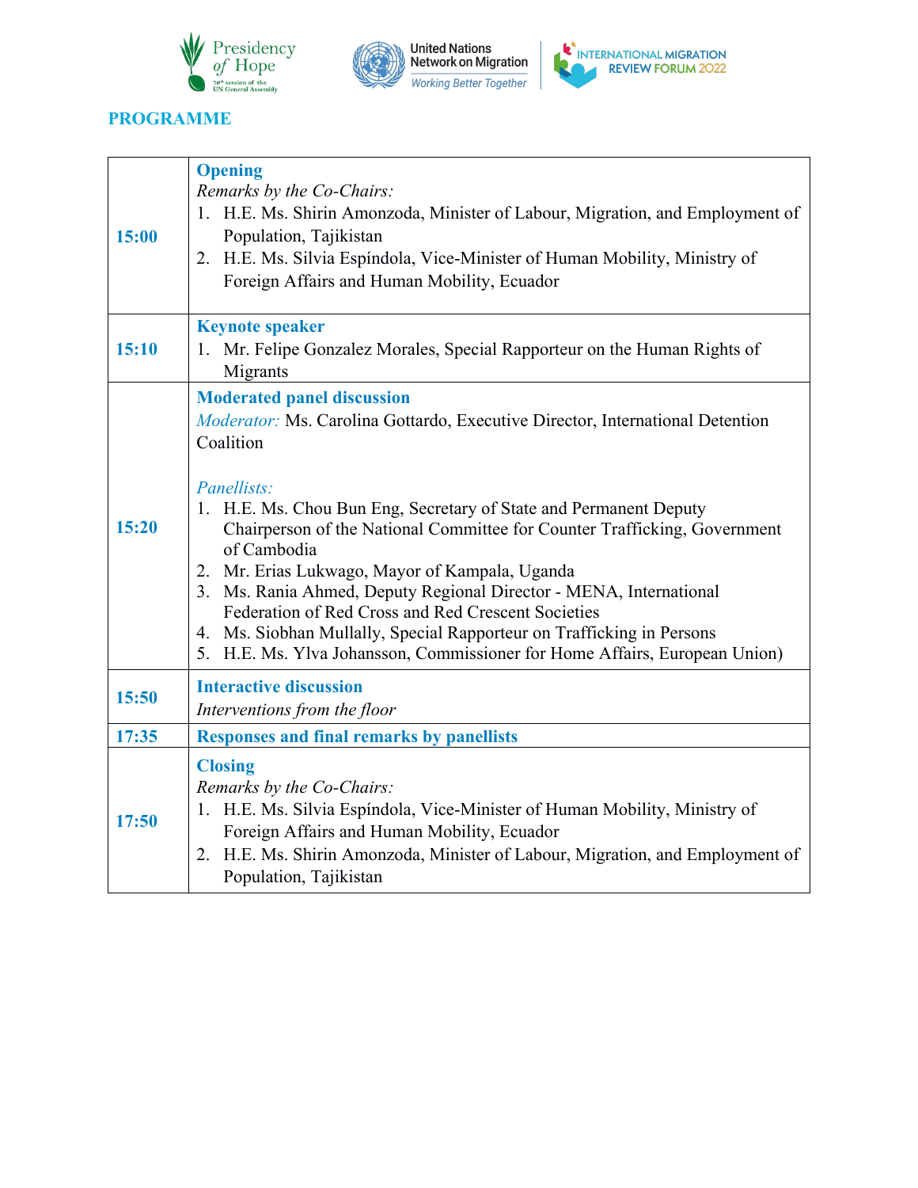## PROGRAMME

| | |
|---|---|
| **15:00** | **Opening**<br>*Remarks by the Co-Chairs:*<br>1. H.E. Ms. Shirin Amonzoda, Minister of Labour, Migration, and Employment of Population, Tajikistan<br>2. H.E. Ms. Silvia Espíndola, Vice-Minister of Human Mobility, Ministry of Foreign Affairs and Human Mobility, Ecuador |
| **15:10** | **Keynote speaker**<br>1. Mr. Felipe Gonzalez Morales, Special Rapporteur on the Human Rights of Migrants |
| **15:20** | **Moderated panel discussion**<br>*Moderator:* Ms. Carolina Gottardo, Executive Director, International Detention Coalition<br><br>*Panellists:*<br>1. H.E. Ms. Chou Bun Eng, Secretary of State and Permanent Deputy Chairperson of the National Committee for Counter Trafficking, Government of Cambodia<br>2. Mr. Erias Lukwago, Mayor of Kampala, Uganda<br>3. Ms. Rania Ahmed, Deputy Regional Director - MENA, International Federation of Red Cross and Red Crescent Societies<br>4. Ms. Siobhan Mullally, Special Rapporteur on Trafficking in Persons<br>5. H.E. Ms. Ylva Johansson, Commissioner for Home Affairs, European Union) |
| **15:50** | **Interactive discussion**<br>*Interventions from the floor* |
| **17:35** | **Responses and final remarks by panellists** |
| **17:50** | **Closing**<br>*Remarks by the Co-Chairs:*<br>1. H.E. Ms. Silvia Espíndola, Vice-Minister of Human Mobility, Ministry of Foreign Affairs and Human Mobility, Ecuador<br>2. H.E. Ms. Shirin Amonzoda, Minister of Labour, Migration, and Employment of Population, Tajikistan |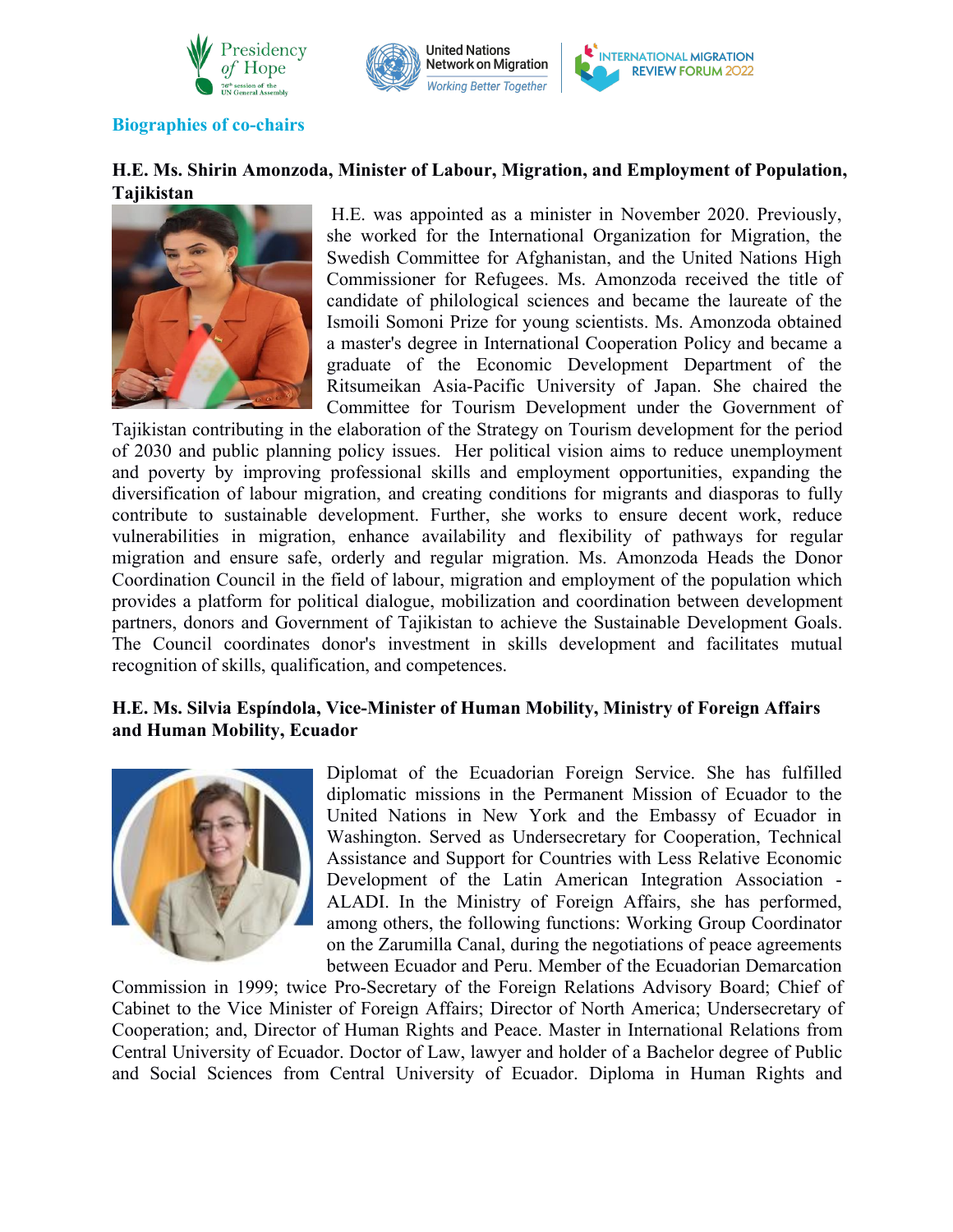## Biographies of co-chairs

### H.E. Ms. Shirin Amonzoda, Minister of Labour, Migration, and Employment of Population, Tajikistan

H.E. was appointed as a minister in November 2020. Previously, she worked for the International Organization for Migration, the Swedish Committee for Afghanistan, and the United Nations High Commissioner for Refugees. Ms. Amonzoda received the title of candidate of philological sciences and became the laureate of the Ismoili Somoni Prize for young scientists. Ms. Amonzoda obtained a master's degree in International Cooperation Policy and became a graduate of the Economic Development Department of the Ritsumeikan Asia-Pacific University of Japan. She chaired the Committee for Tourism Development under the Government of Tajikistan contributing in the elaboration of the Strategy on Tourism development for the period of 2030 and public planning policy issues. Her political vision aims to reduce unemployment and poverty by improving professional skills and employment opportunities, expanding the diversification of labour migration, and creating conditions for migrants and diasporas to fully contribute to sustainable development. Further, she works to ensure decent work, reduce vulnerabilities in migration, enhance availability and flexibility of pathways for regular migration and ensure safe, orderly and regular migration. Ms. Amonzoda Heads the Donor Coordination Council in the field of labour, migration and employment of the population which provides a platform for political dialogue, mobilization and coordination between development partners, donors and Government of Tajikistan to achieve the Sustainable Development Goals. The Council coordinates donor's investment in skills development and facilitates mutual recognition of skills, qualification, and competences.

### H.E. Ms. Silvia Espíndola, Vice-Minister of Human Mobility, Ministry of Foreign Affairs and Human Mobility, Ecuador

Diplomat of the Ecuadorian Foreign Service. She has fulfilled diplomatic missions in the Permanent Mission of Ecuador to the United Nations in New York and the Embassy of Ecuador in Washington. Served as Undersecretary for Cooperation, Technical Assistance and Support for Countries with Less Relative Economic Development of the Latin American Integration Association - ALADI. In the Ministry of Foreign Affairs, she has performed, among others, the following functions: Working Group Coordinator on the Zarumilla Canal, during the negotiations of peace agreements between Ecuador and Peru. Member of the Ecuadorian Demarcation Commission in 1999; twice Pro-Secretary of the Foreign Relations Advisory Board; Chief of Cabinet to the Vice Minister of Foreign Affairs; Director of North America; Undersecretary of Cooperation; and, Director of Human Rights and Peace. Master in International Relations from Central University of Ecuador. Doctor of Law, lawyer and holder of a Bachelor degree of Public and Social Sciences from Central University of Ecuador. Diploma in Human Rights and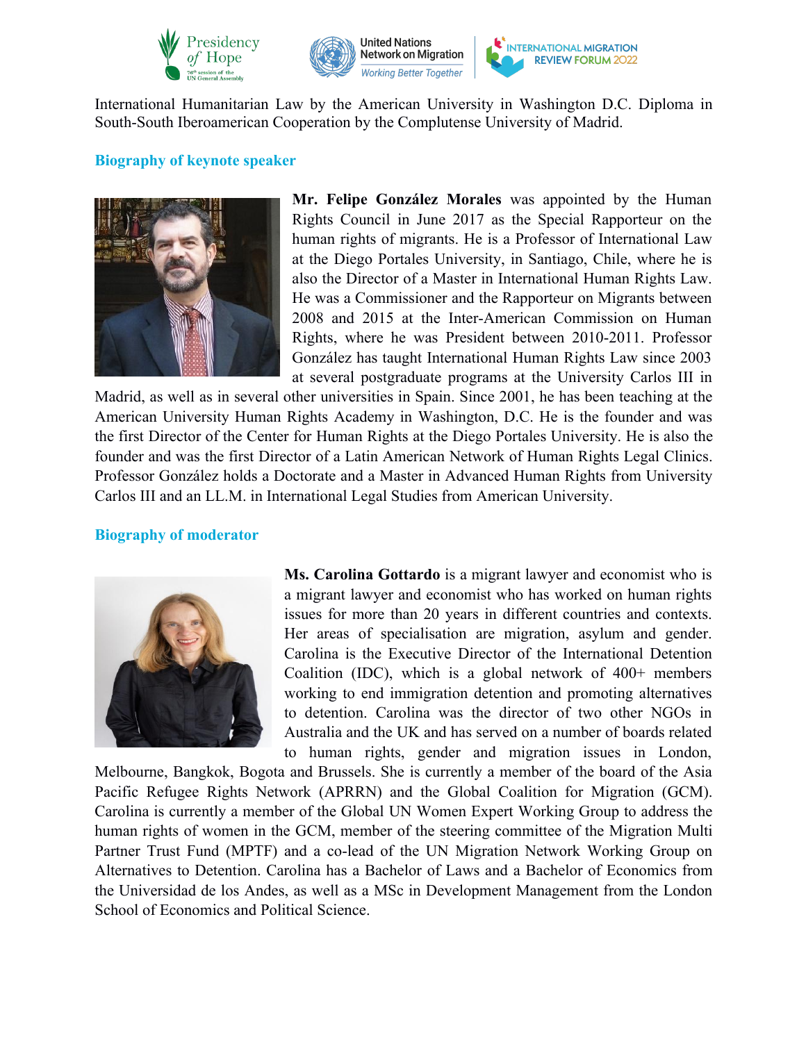International Humanitarian Law by the American University in Washington D.C. Diploma in South-South Iberoamerican Cooperation by the Complutense University of Madrid.

## Biography of keynote speaker

**Mr. Felipe González Morales** was appointed by the Human Rights Council in June 2017 as the Special Rapporteur on the human rights of migrants. He is a Professor of International Law at the Diego Portales University, in Santiago, Chile, where he is also the Director of a Master in International Human Rights Law. He was a Commissioner and the Rapporteur on Migrants between 2008 and 2015 at the Inter-American Commission on Human Rights, where he was President between 2010-2011. Professor González has taught International Human Rights Law since 2003 at several postgraduate programs at the University Carlos III in Madrid, as well as in several other universities in Spain. Since 2001, he has been teaching at the American University Human Rights Academy in Washington, D.C. He is the founder and was the first Director of the Center for Human Rights at the Diego Portales University. He is also the founder and was the first Director of a Latin American Network of Human Rights Legal Clinics. Professor González holds a Doctorate and a Master in Advanced Human Rights from University Carlos III and an LL.M. in International Legal Studies from American University.

## Biography of moderator

**Ms. Carolina Gottardo** is a migrant lawyer and economist who is a migrant lawyer and economist who has worked on human rights issues for more than 20 years in different countries and contexts. Her areas of specialisation are migration, asylum and gender. Carolina is the Executive Director of the International Detention Coalition (IDC), which is a global network of 400+ members working to end immigration detention and promoting alternatives to detention. Carolina was the director of two other NGOs in Australia and the UK and has served on a number of boards related to human rights, gender and migration issues in London, Melbourne, Bangkok, Bogota and Brussels. She is currently a member of the board of the Asia Pacific Refugee Rights Network (APRRN) and the Global Coalition for Migration (GCM). Carolina is currently a member of the Global UN Women Expert Working Group to address the human rights of women in the GCM, member of the steering committee of the Migration Multi Partner Trust Fund (MPTF) and a co-lead of the UN Migration Network Working Group on Alternatives to Detention. Carolina has a Bachelor of Laws and a Bachelor of Economics from the Universidad de los Andes, as well as a MSc in Development Management from the London School of Economics and Political Science.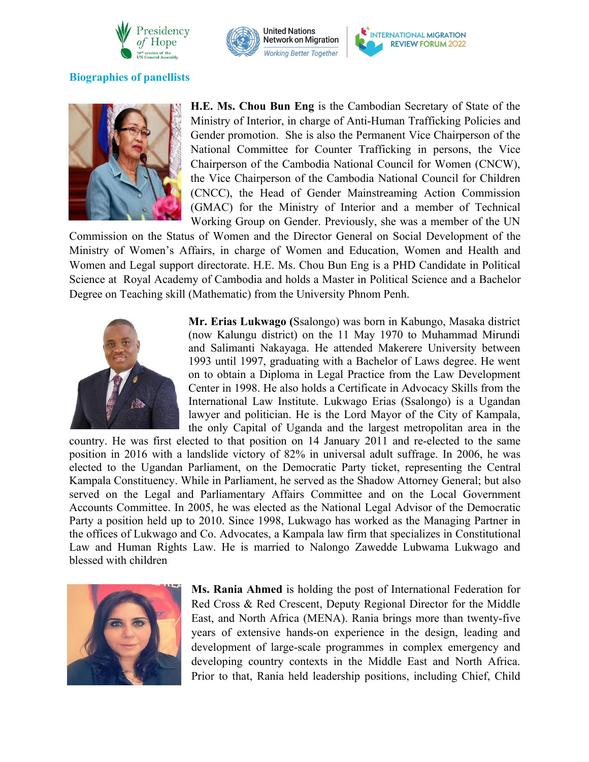## Biographies of panellists

**H.E. Ms. Chou Bun Eng** is the Cambodian Secretary of State of the Ministry of Interior, in charge of Anti-Human Trafficking Policies and Gender promotion. She is also the Permanent Vice Chairperson of the National Committee for Counter Trafficking in persons, the Vice Chairperson of the Cambodia National Council for Women (CNCW), the Vice Chairperson of the Cambodia National Council for Children (CNCC), the Head of Gender Mainstreaming Action Commission (GMAC) for the Ministry of Interior and a member of Technical Working Group on Gender. Previously, she was a member of the UN Commission on the Status of Women and the Director General on Social Development of the Ministry of Women's Affairs, in charge of Women and Education, Women and Health and Women and Legal support directorate. H.E. Ms. Chou Bun Eng is a PHD Candidate in Political Science at Royal Academy of Cambodia and holds a Master in Political Science and a Bachelor Degree on Teaching skill (Mathematic) from the University Phnom Penh.

**Mr. Erias Lukwago (**Ssalongo) was born in Kabungo, Masaka district (now Kalungu district) on the 11 May 1970 to Muhammad Mirundi and Salimanti Nakayaga. He attended Makerere University between 1993 until 1997, graduating with a Bachelor of Laws degree. He went on to obtain a Diploma in Legal Practice from the Law Development Center in 1998. He also holds a Certificate in Advocacy Skills from the International Law Institute. Lukwago Erias (Ssalongo) is a Ugandan lawyer and politician. He is the Lord Mayor of the City of Kampala, the only Capital of Uganda and the largest metropolitan area in the country. He was first elected to that position on 14 January 2011 and re-elected to the same position in 2016 with a landslide victory of 82% in universal adult suffrage. In 2006, he was elected to the Ugandan Parliament, on the Democratic Party ticket, representing the Central Kampala Constituency. While in Parliament, he served as the Shadow Attorney General; but also served on the Legal and Parliamentary Affairs Committee and on the Local Government Accounts Committee. In 2005, he was elected as the National Legal Advisor of the Democratic Party a position held up to 2010. Since 1998, Lukwago has worked as the Managing Partner in the offices of Lukwago and Co. Advocates, a Kampala law firm that specializes in Constitutional Law and Human Rights Law. He is married to Nalongo Zawedde Lubwama Lukwago and blessed with children

**Ms. Rania Ahmed** is holding the post of International Federation for Red Cross & Red Crescent, Deputy Regional Director for the Middle East, and North Africa (MENA). Rania brings more than twenty-five years of extensive hands-on experience in the design, leading and development of large-scale programmes in complex emergency and developing country contexts in the Middle East and North Africa. Prior to that, Rania held leadership positions, including Chief, Child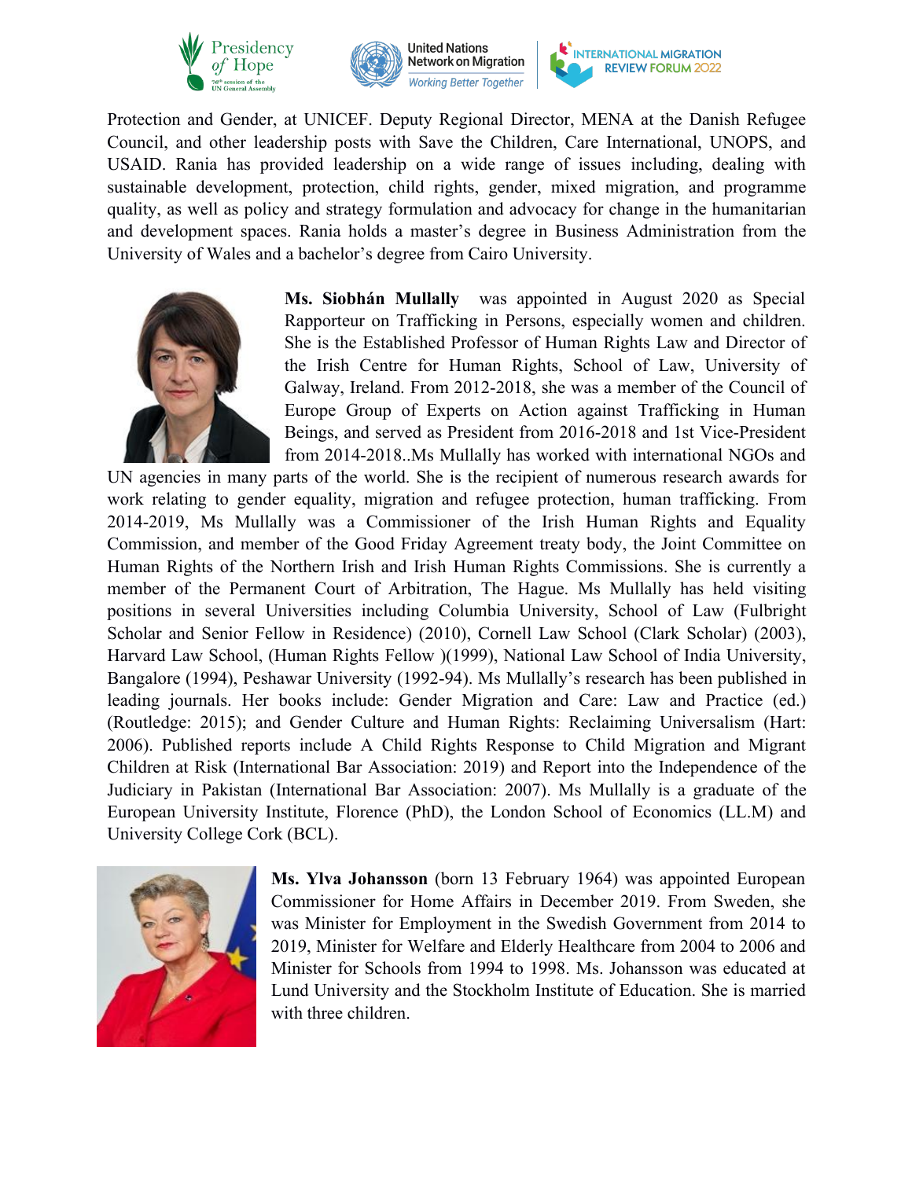Protection and Gender, at UNICEF. Deputy Regional Director, MENA at the Danish Refugee Council, and other leadership posts with Save the Children, Care International, UNOPS, and USAID. Rania has provided leadership on a wide range of issues including, dealing with sustainable development, protection, child rights, gender, mixed migration, and programme quality, as well as policy and strategy formulation and advocacy for change in the humanitarian and development spaces. Rania holds a master's degree in Business Administration from the University of Wales and a bachelor's degree from Cairo University.

**Ms. Siobhán Mullally** was appointed in August 2020 as Special Rapporteur on Trafficking in Persons, especially women and children. She is the Established Professor of Human Rights Law and Director of the Irish Centre for Human Rights, School of Law, University of Galway, Ireland. From 2012-2018, she was a member of the Council of Europe Group of Experts on Action against Trafficking in Human Beings, and served as President from 2016-2018 and 1st Vice-President from 2014-2018..Ms Mullally has worked with international NGOs and UN agencies in many parts of the world. She is the recipient of numerous research awards for work relating to gender equality, migration and refugee protection, human trafficking. From 2014-2019, Ms Mullally was a Commissioner of the Irish Human Rights and Equality Commission, and member of the Good Friday Agreement treaty body, the Joint Committee on Human Rights of the Northern Irish and Irish Human Rights Commissions. She is currently a member of the Permanent Court of Arbitration, The Hague. Ms Mullally has held visiting positions in several Universities including Columbia University, School of Law (Fulbright Scholar and Senior Fellow in Residence) (2010), Cornell Law School (Clark Scholar) (2003), Harvard Law School, (Human Rights Fellow )(1999), National Law School of India University, Bangalore (1994), Peshawar University (1992-94). Ms Mullally's research has been published in leading journals. Her books include: Gender Migration and Care: Law and Practice (ed.) (Routledge: 2015); and Gender Culture and Human Rights: Reclaiming Universalism (Hart: 2006). Published reports include A Child Rights Response to Child Migration and Migrant Children at Risk (International Bar Association: 2019) and Report into the Independence of the Judiciary in Pakistan (International Bar Association: 2007). Ms Mullally is a graduate of the European University Institute, Florence (PhD), the London School of Economics (LL.M) and University College Cork (BCL).

**Ms. Ylva Johansson** (born 13 February 1964) was appointed European Commissioner for Home Affairs in December 2019. From Sweden, she was Minister for Employment in the Swedish Government from 2014 to 2019, Minister for Welfare and Elderly Healthcare from 2004 to 2006 and Minister for Schools from 1994 to 1998. Ms. Johansson was educated at Lund University and the Stockholm Institute of Education. She is married with three children.